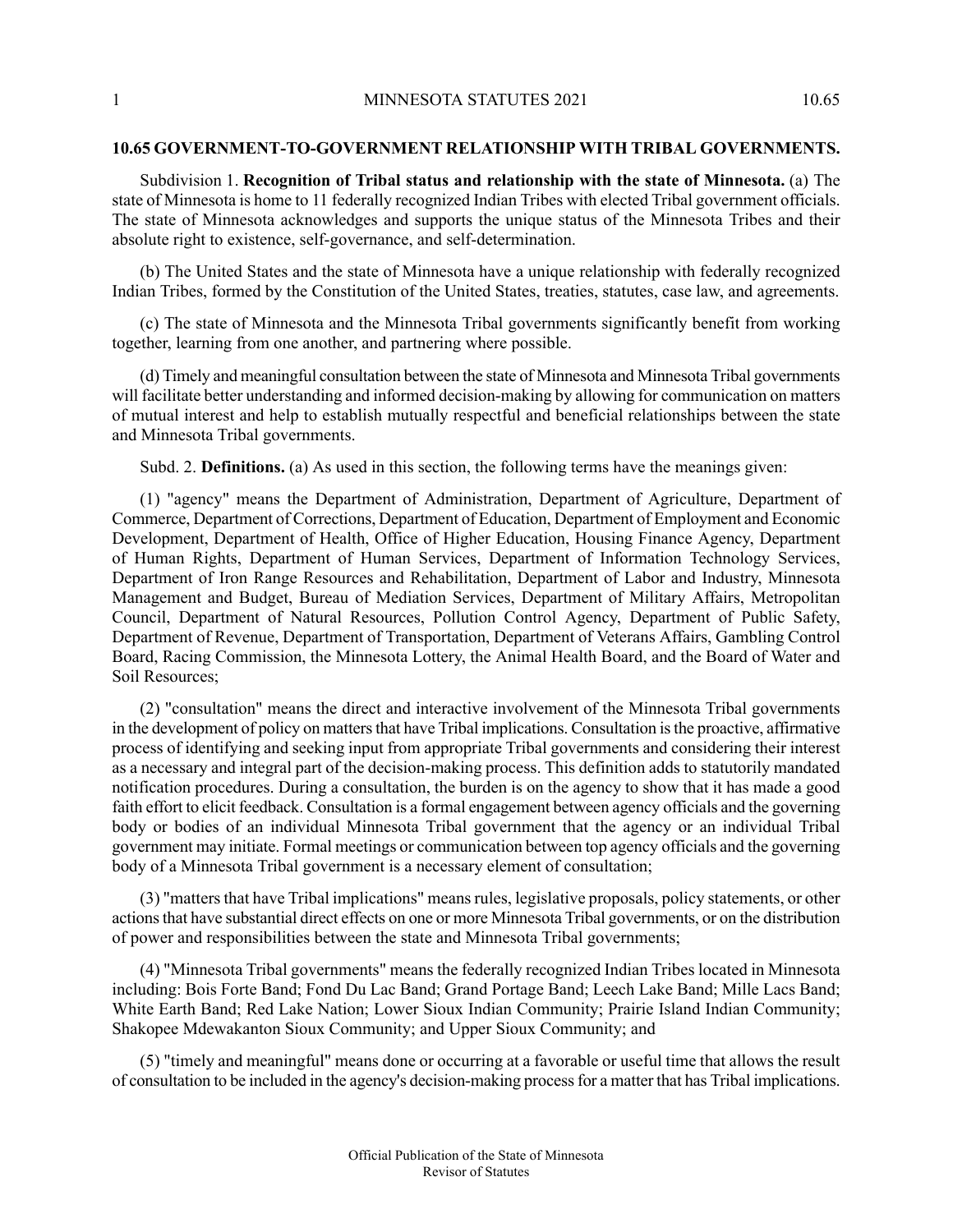**10.65 GOVERNMENT-TO-GOVERNMENT RELATIONSHIP WITH TRIBAL GOVERNMENTS.**

Subdivision 1. **Recognition of Tribal status and relationship with the state of Minnesota.** (a) The state of Minnesota is home to 11 federally recognized Indian Tribes with elected Tribal government officials. The state of Minnesota acknowledges and supports the unique status of the Minnesota Tribes and their absolute right to existence, self-governance, and self-determination.

(b) The United States and the state of Minnesota have a unique relationship with federally recognized Indian Tribes, formed by the Constitution of the United States, treaties, statutes, case law, and agreements.

(c) The state of Minnesota and the Minnesota Tribal governments significantly benefit from working together, learning from one another, and partnering where possible.

(d) Timely and meaningful consultation between the state of Minnesota and Minnesota Tribal governments will facilitate better understanding and informed decision-making by allowing for communication on matters of mutual interest and help to establish mutually respectful and beneficial relationships between the state and Minnesota Tribal governments.

Subd. 2. **Definitions.** (a) As used in this section, the following terms have the meanings given:

(1) "agency" means the Department of Administration, Department of Agriculture, Department of Commerce, Department of Corrections, Department of Education, Department of Employment and Economic Development, Department of Health, Office of Higher Education, Housing Finance Agency, Department of Human Rights, Department of Human Services, Department of Information Technology Services, Department of Iron Range Resources and Rehabilitation, Department of Labor and Industry, Minnesota Management and Budget, Bureau of Mediation Services, Department of Military Affairs, Metropolitan Council, Department of Natural Resources, Pollution Control Agency, Department of Public Safety, Department of Revenue, Department of Transportation, Department of Veterans Affairs, Gambling Control Board, Racing Commission, the Minnesota Lottery, the Animal Health Board, and the Board of Water and Soil Resources;

(2) "consultation" means the direct and interactive involvement of the Minnesota Tribal governments in the development of policy on matters that have Tribal implications. Consultation is the proactive, affirmative process of identifying and seeking input from appropriate Tribal governments and considering their interest as a necessary and integral part of the decision-making process. This definition adds to statutorily mandated notification procedures. During a consultation, the burden is on the agency to show that it has made a good faith effort to elicit feedback. Consultation is a formal engagement between agency officials and the governing body or bodies of an individual Minnesota Tribal government that the agency or an individual Tribal government may initiate. Formal meetings or communication between top agency officials and the governing body of a Minnesota Tribal government is a necessary element of consultation;

(3) "matters that have Tribal implications" means rules, legislative proposals, policy statements, or other actions that have substantial direct effects on one or more Minnesota Tribal governments, or on the distribution of power and responsibilities between the state and Minnesota Tribal governments;

(4) "Minnesota Tribal governments" means the federally recognized Indian Tribes located in Minnesota including: Bois Forte Band; Fond Du Lac Band; Grand Portage Band; Leech Lake Band; Mille Lacs Band; White Earth Band; Red Lake Nation; Lower Sioux Indian Community; Prairie Island Indian Community; Shakopee Mdewakanton Sioux Community; and Upper Sioux Community; and

(5) "timely and meaningful" means done or occurring at a favorable or useful time that allows the result of consultation to be included in the agency's decision-making process for a matter that has Tribal implications.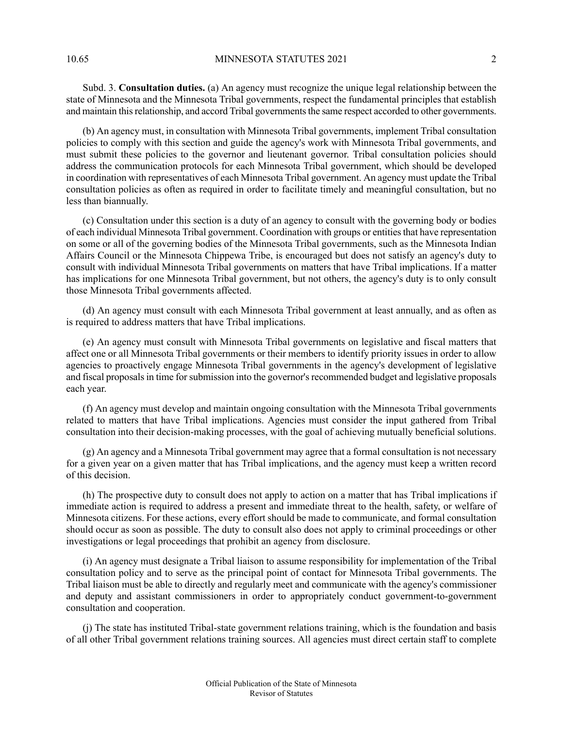Subd. 3. **Consultation duties.** (a) An agency must recognize the unique legal relationship between the state of Minnesota and the Minnesota Tribal governments, respect the fundamental principles that establish and maintain this relationship, and accord Tribal governments the same respect accorded to other governments.

(b) An agency must, in consultation with Minnesota Tribal governments, implement Tribal consultation policies to comply with this section and guide the agency's work with Minnesota Tribal governments, and must submit these policies to the governor and lieutenant governor. Tribal consultation policies should address the communication protocols for each Minnesota Tribal government, which should be developed in coordination with representatives of each Minnesota Tribal government. An agency must update the Tribal consultation policies as often as required in order to facilitate timely and meaningful consultation, but no less than biannually.

(c) Consultation under this section is a duty of an agency to consult with the governing body or bodies of each individual Minnesota Tribal government. Coordination with groups or entities that have representation on some or all of the governing bodies of the Minnesota Tribal governments, such as the Minnesota Indian Affairs Council or the Minnesota Chippewa Tribe, is encouraged but does not satisfy an agency's duty to consult with individual Minnesota Tribal governments on matters that have Tribal implications. If a matter has implications for one Minnesota Tribal government, but not others, the agency's duty is to only consult those Minnesota Tribal governments affected.

(d) An agency must consult with each Minnesota Tribal government at least annually, and as often as is required to address matters that have Tribal implications.

(e) An agency must consult with Minnesota Tribal governments on legislative and fiscal matters that affect one or all Minnesota Tribal governments or their members to identify priority issues in order to allow agencies to proactively engage Minnesota Tribal governments in the agency's development of legislative and fiscal proposals in time for submission into the governor's recommended budget and legislative proposals each year.

(f) An agency must develop and maintain ongoing consultation with the Minnesota Tribal governments related to matters that have Tribal implications. Agencies must consider the input gathered from Tribal consultation into their decision-making processes, with the goal of achieving mutually beneficial solutions.

(g) An agency and a Minnesota Tribal government may agree that a formal consultation is not necessary for a given year on a given matter that has Tribal implications, and the agency must keep a written record of this decision.

(h) The prospective duty to consult does not apply to action on a matter that has Tribal implications if immediate action is required to address a present and immediate threat to the health, safety, or welfare of Minnesota citizens. For these actions, every effort should be made to communicate, and formal consultation should occur as soon as possible. The duty to consult also does not apply to criminal proceedings or other investigations or legal proceedings that prohibit an agency from disclosure.

(i) An agency must designate a Tribal liaison to assume responsibility for implementation of the Tribal consultation policy and to serve as the principal point of contact for Minnesota Tribal governments. The Tribal liaison must be able to directly and regularly meet and communicate with the agency's commissioner and deputy and assistant commissioners in order to appropriately conduct government-to-government consultation and cooperation.

(j) The state has instituted Tribal-state government relations training, which is the foundation and basis of all other Tribal government relations training sources. All agencies must direct certain staff to complete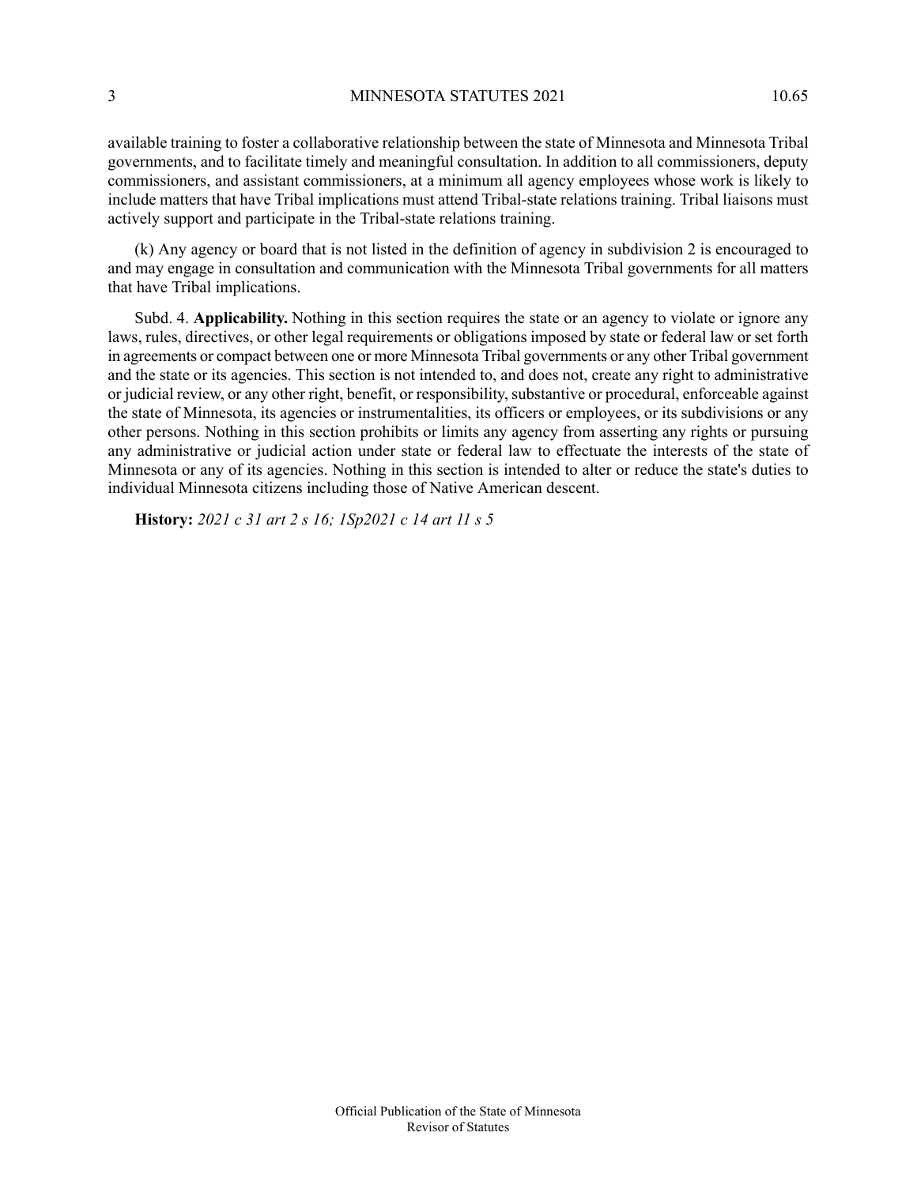available training to foster a collaborative relationship between the state of Minnesota and Minnesota Tribal governments, and to facilitate timely and meaningful consultation. In addition to all commissioners, deputy commissioners, and assistant commissioners, at a minimum all agency employees whose work is likely to include matters that have Tribal implications must attend Tribal-state relations training. Tribal liaisons must actively support and participate in the Tribal-state relations training.

(k) Any agency or board that is not listed in the definition of agency in subdivision 2 is encouraged to and may engage in consultation and communication with the Minnesota Tribal governments for all matters that have Tribal implications.

Subd. 4. **Applicability.** Nothing in this section requires the state or an agency to violate or ignore any laws, rules, directives, or other legal requirements or obligations imposed by state or federal law or set forth in agreements or compact between one or more Minnesota Tribal governments or any other Tribal government and the state or its agencies. This section is not intended to, and does not, create any right to administrative or judicial review, or any other right, benefit, or responsibility, substantive or procedural, enforceable against the state of Minnesota, its agencies or instrumentalities, its officers or employees, or its subdivisions or any other persons. Nothing in this section prohibits or limits any agency from asserting any rights or pursuing any administrative or judicial action under state or federal law to effectuate the interests of the state of Minnesota or any of its agencies. Nothing in this section is intended to alter or reduce the state's duties to individual Minnesota citizens including those of Native American descent.

**History:** *2021 c 31 art 2 s 16; 1Sp2021 c 14 art 11 s 5*